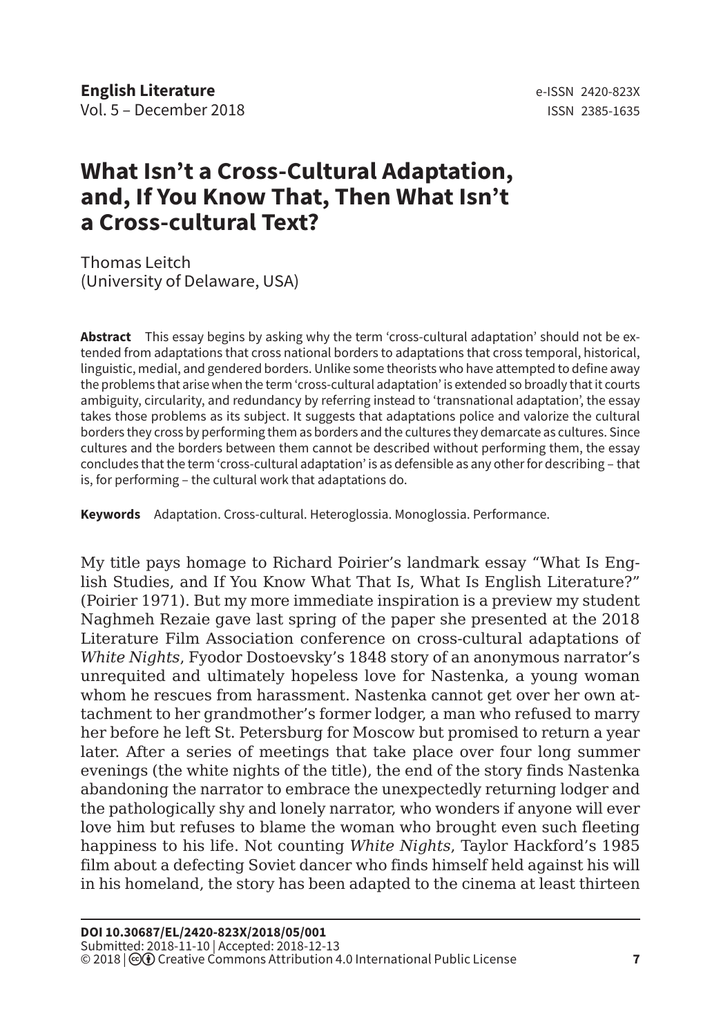# What Isn't a Cross-Cultural Adaptation, and, If You Know That, Then What Isn't a Cross-cultural Text?

Thomas Leitch
(University of Delaware, USA)

**Abstract** This essay begins by asking why the term 'cross-cultural adaptation' should not be extended from adaptations that cross national borders to adaptations that cross temporal, historical, linguistic, medial, and gendered borders. Unlike some theorists who have attempted to define away the problems that arise when the term 'cross-cultural adaptation' is extended so broadly that it courts ambiguity, circularity, and redundancy by referring instead to 'transnational adaptation', the essay takes those problems as its subject. It suggests that adaptations police and valorize the cultural borders they cross by performing them as borders and the cultures they demarcate as cultures. Since cultures and the borders between them cannot be described without performing them, the essay concludes that the term 'cross-cultural adaptation' is as defensible as any other for describing – that is, for performing – the cultural work that adaptations do.

**Keywords** Adaptation. Cross-cultural. Heteroglossia. Monoglossia. Performance.

My title pays homage to Richard Poirier's landmark essay "What Is English Studies, and If You Know What That Is, What Is English Literature?" (Poirier 1971). But my more immediate inspiration is a preview my student Naghmeh Rezaie gave last spring of the paper she presented at the 2018 Literature Film Association conference on cross-cultural adaptations of *White Nights*, Fyodor Dostoevsky's 1848 story of an anonymous narrator's unrequited and ultimately hopeless love for Nastenka, a young woman whom he rescues from harassment. Nastenka cannot get over her own attachment to her grandmother's former lodger, a man who refused to marry her before he left St. Petersburg for Moscow but promised to return a year later. After a series of meetings that take place over four long summer evenings (the white nights of the title), the end of the story finds Nastenka abandoning the narrator to embrace the unexpectedly returning lodger and the pathologically shy and lonely narrator, who wonders if anyone will ever love him but refuses to blame the woman who brought even such fleeting happiness to his life. Not counting *White Nights*, Taylor Hackford's 1985 film about a defecting Soviet dancer who finds himself held against his will in his homeland, the story has been adapted to the cinema at least thirteen

**DOI 10.30687/EL/2420-823X/2018/05/001**
Submitted: 2018-11-10 | Accepted: 2018-12-13
© 2018 | Creative Commons Attribution 4.0 International Public License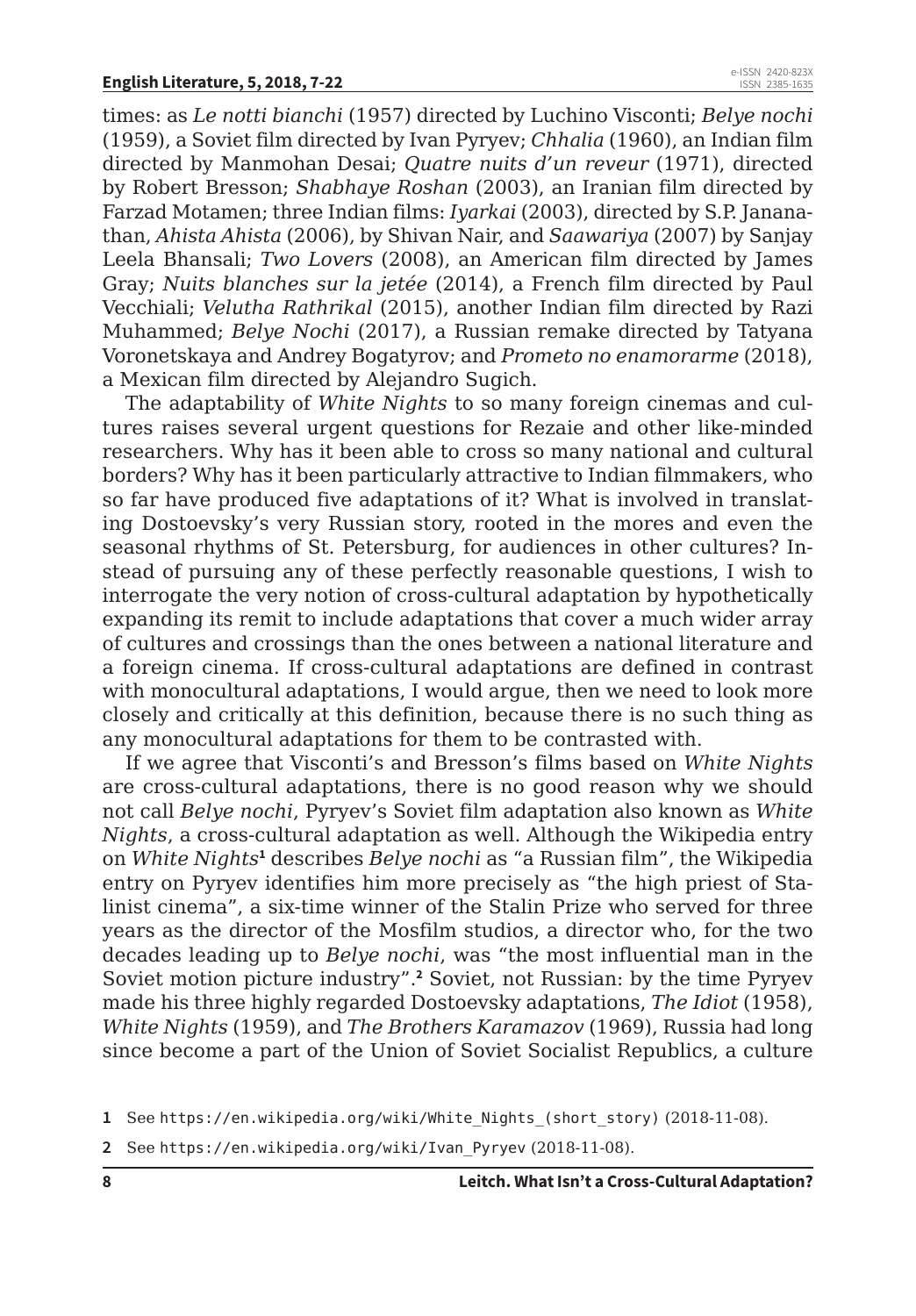times: as *Le notti bianchi* (1957) directed by Luchino Visconti; *Belye nochi* (1959), a Soviet film directed by Ivan Pyryev; *Chhalia* (1960), an Indian film directed by Manmohan Desai; *Quatre nuits d'un reveur* (1971), directed by Robert Bresson; *Shabhaye Roshan* (2003), an Iranian film directed by Farzad Motamen; three Indian films: *Iyarkai* (2003), directed by S.P. Jananathan, *Ahista Ahista* (2006), by Shivan Nair, and *Saawariya* (2007) by Sanjay Leela Bhansali; *Two Lovers* (2008), an American film directed by James Gray; *Nuits blanches sur la jetée* (2014), a French film directed by Paul Vecchiali; *Velutha Rathrikal* (2015), another Indian film directed by Razi Muhammed; *Belye Nochi* (2017), a Russian remake directed by Tatyana Voronetskaya and Andrey Bogatyrov; and *Prometo no enamorarme* (2018), a Mexican film directed by Alejandro Sugich.

The adaptability of *White Nights* to so many foreign cinemas and cultures raises several urgent questions for Rezaie and other like-minded researchers. Why has it been able to cross so many national and cultural borders? Why has it been particularly attractive to Indian filmmakers, who so far have produced five adaptations of it? What is involved in translating Dostoevsky's very Russian story, rooted in the mores and even the seasonal rhythms of St. Petersburg, for audiences in other cultures? Instead of pursuing any of these perfectly reasonable questions, I wish to interrogate the very notion of cross-cultural adaptation by hypothetically expanding its remit to include adaptations that cover a much wider array of cultures and crossings than the ones between a national literature and a foreign cinema. If cross-cultural adaptations are defined in contrast with monocultural adaptations, I would argue, then we need to look more closely and critically at this definition, because there is no such thing as any monocultural adaptations for them to be contrasted with.

If we agree that Visconti's and Bresson's films based on *White Nights* are cross-cultural adaptations, there is no good reason why we should not call *Belye nochi*, Pyryev's Soviet film adaptation also known as *White Nights*, a cross-cultural adaptation as well. Although the Wikipedia entry on *White Nights*[1] describes *Belye nochi* as "a Russian film", the Wikipedia entry on Pyryev identifies him more precisely as "the high priest of Stalinist cinema", a six-time winner of the Stalin Prize who served for three years as the director of the Mosfilm studios, a director who, for the two decades leading up to *Belye nochi*, was "the most influential man in the Soviet motion picture industry".[2] Soviet, not Russian: by the time Pyryev made his three highly regarded Dostoevsky adaptations, *The Idiot* (1958), *White Nights* (1959), and *The Brothers Karamazov* (1969), Russia had long since become a part of the Union of Soviet Socialist Republics, a culture

1 See https://en.wikipedia.org/wiki/White_Nights_(short_story) (2018-11-08).

2 See https://en.wikipedia.org/wiki/Ivan_Pyryev (2018-11-08).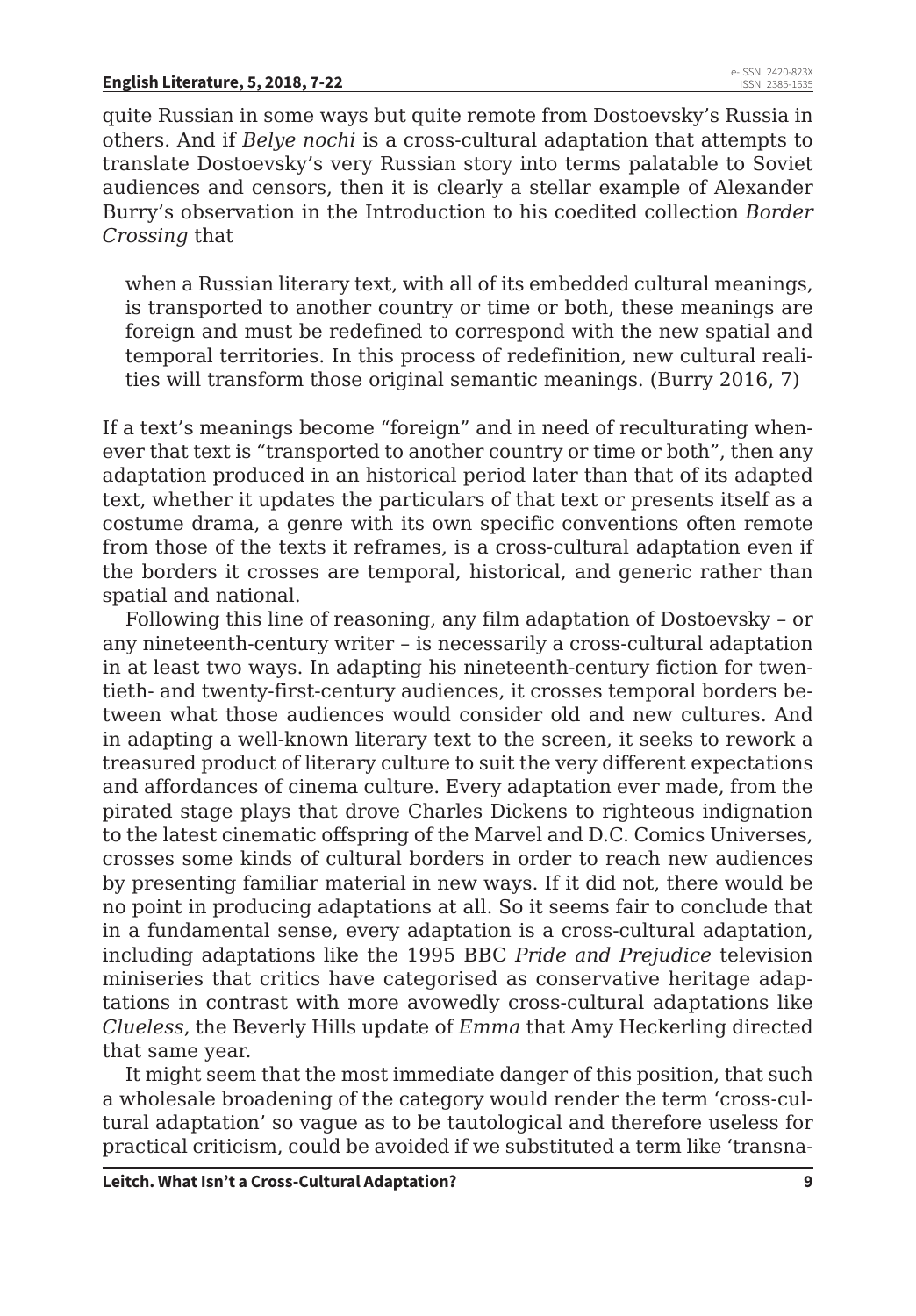quite Russian in some ways but quite remote from Dostoevsky's Russia in others. And if *Belye nochi* is a cross-cultural adaptation that attempts to translate Dostoevsky's very Russian story into terms palatable to Soviet audiences and censors, then it is clearly a stellar example of Alexander Burry's observation in the Introduction to his coedited collection *Border Crossing* that

> when a Russian literary text, with all of its embedded cultural meanings, is transported to another country or time or both, these meanings are foreign and must be redefined to correspond with the new spatial and temporal territories. In this process of redefinition, new cultural realities will transform those original semantic meanings. (Burry 2016, 7)

If a text's meanings become "foreign" and in need of reculturating whenever that text is "transported to another country or time or both", then any adaptation produced in an historical period later than that of its adapted text, whether it updates the particulars of that text or presents itself as a costume drama, a genre with its own specific conventions often remote from those of the texts it reframes, is a cross-cultural adaptation even if the borders it crosses are temporal, historical, and generic rather than spatial and national.

Following this line of reasoning, any film adaptation of Dostoevsky – or any nineteenth-century writer – is necessarily a cross-cultural adaptation in at least two ways. In adapting his nineteenth-century fiction for twentieth- and twenty-first-century audiences, it crosses temporal borders between what those audiences would consider old and new cultures. And in adapting a well-known literary text to the screen, it seeks to rework a treasured product of literary culture to suit the very different expectations and affordances of cinema culture. Every adaptation ever made, from the pirated stage plays that drove Charles Dickens to righteous indignation to the latest cinematic offspring of the Marvel and D.C. Comics Universes, crosses some kinds of cultural borders in order to reach new audiences by presenting familiar material in new ways. If it did not, there would be no point in producing adaptations at all. So it seems fair to conclude that in a fundamental sense, every adaptation is a cross-cultural adaptation, including adaptations like the 1995 BBC *Pride and Prejudice* television miniseries that critics have categorised as conservative heritage adaptations in contrast with more avowedly cross-cultural adaptations like *Clueless*, the Beverly Hills update of *Emma* that Amy Heckerling directed that same year.

It might seem that the most immediate danger of this position, that such a wholesale broadening of the category would render the term 'cross-cultural adaptation' so vague as to be tautological and therefore useless for practical criticism, could be avoided if we substituted a term like 'transna-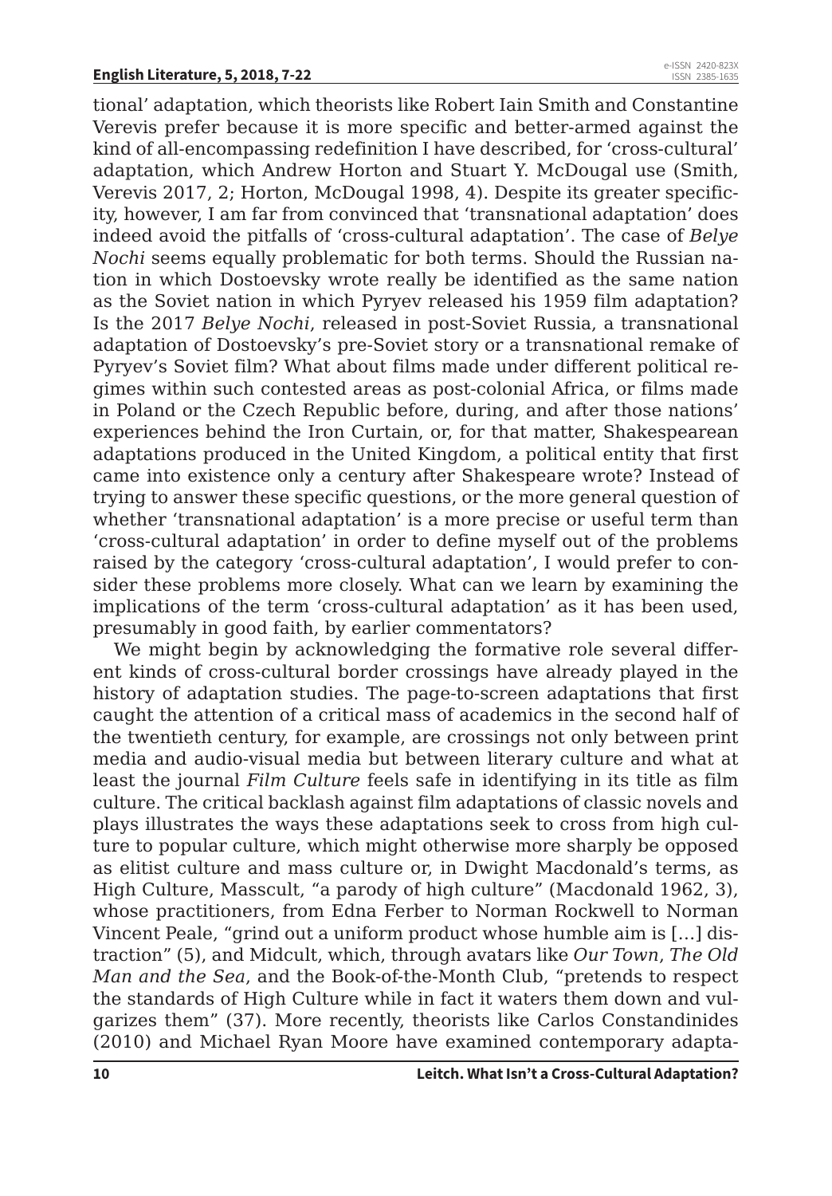tional' adaptation, which theorists like Robert Iain Smith and Constantine Verevis prefer because it is more specific and better-armed against the kind of all-encompassing redefinition I have described, for 'cross-cultural' adaptation, which Andrew Horton and Stuart Y. McDougal use (Smith, Verevis 2017, 2; Horton, McDougal 1998, 4). Despite its greater specificity, however, I am far from convinced that 'transnational adaptation' does indeed avoid the pitfalls of 'cross-cultural adaptation'. The case of *Belye Nochi* seems equally problematic for both terms. Should the Russian nation in which Dostoevsky wrote really be identified as the same nation as the Soviet nation in which Pyryev released his 1959 film adaptation? Is the 2017 *Belye Nochi*, released in post-Soviet Russia, a transnational adaptation of Dostoevsky's pre-Soviet story or a transnational remake of Pyryev's Soviet film? What about films made under different political regimes within such contested areas as post-colonial Africa, or films made in Poland or the Czech Republic before, during, and after those nations' experiences behind the Iron Curtain, or, for that matter, Shakespearean adaptations produced in the United Kingdom, a political entity that first came into existence only a century after Shakespeare wrote? Instead of trying to answer these specific questions, or the more general question of whether 'transnational adaptation' is a more precise or useful term than 'cross-cultural adaptation' in order to define myself out of the problems raised by the category 'cross-cultural adaptation', I would prefer to consider these problems more closely. What can we learn by examining the implications of the term 'cross-cultural adaptation' as it has been used, presumably in good faith, by earlier commentators?

We might begin by acknowledging the formative role several different kinds of cross-cultural border crossings have already played in the history of adaptation studies. The page-to-screen adaptations that first caught the attention of a critical mass of academics in the second half of the twentieth century, for example, are crossings not only between print media and audio-visual media but between literary culture and what at least the journal *Film Culture* feels safe in identifying in its title as film culture. The critical backlash against film adaptations of classic novels and plays illustrates the ways these adaptations seek to cross from high culture to popular culture, which might otherwise more sharply be opposed as elitist culture and mass culture or, in Dwight Macdonald's terms, as High Culture, Masscult, "a parody of high culture" (Macdonald 1962, 3), whose practitioners, from Edna Ferber to Norman Rockwell to Norman Vincent Peale, "grind out a uniform product whose humble aim is […] distraction" (5), and Midcult, which, through avatars like *Our Town*, *The Old Man and the Sea*, and the Book-of-the-Month Club, "pretends to respect the standards of High Culture while in fact it waters them down and vulgarizes them" (37). More recently, theorists like Carlos Constandinides (2010) and Michael Ryan Moore have examined contemporary adapta-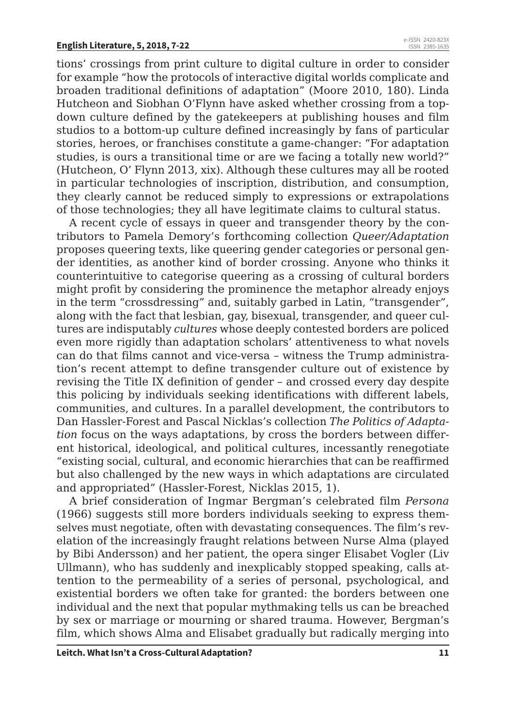tions' crossings from print culture to digital culture in order to consider for example "how the protocols of interactive digital worlds complicate and broaden traditional definitions of adaptation" (Moore 2010, 180). Linda Hutcheon and Siobhan O'Flynn have asked whether crossing from a top-down culture defined by the gatekeepers at publishing houses and film studios to a bottom-up culture defined increasingly by fans of particular stories, heroes, or franchises constitute a game-changer: "For adaptation studies, is ours a transitional time or are we facing a totally new world?" (Hutcheon, O' Flynn 2013, xix). Although these cultures may all be rooted in particular technologies of inscription, distribution, and consumption, they clearly cannot be reduced simply to expressions or extrapolations of those technologies; they all have legitimate claims to cultural status.

A recent cycle of essays in queer and transgender theory by the contributors to Pamela Demory's forthcoming collection *Queer/Adaptation* proposes queering texts, like queering gender categories or personal gender identities, as another kind of border crossing. Anyone who thinks it counterintuitive to categorise queering as a crossing of cultural borders might profit by considering the prominence the metaphor already enjoys in the term "crossdressing" and, suitably garbed in Latin, "transgender", along with the fact that lesbian, gay, bisexual, transgender, and queer cultures are indisputably *cultures* whose deeply contested borders are policed even more rigidly than adaptation scholars' attentiveness to what novels can do that films cannot and vice-versa – witness the Trump administration's recent attempt to define transgender culture out of existence by revising the Title IX definition of gender – and crossed every day despite this policing by individuals seeking identifications with different labels, communities, and cultures. In a parallel development, the contributors to Dan Hassler-Forest and Pascal Nicklas's collection *The Politics of Adaptation* focus on the ways adaptations, by cross the borders between different historical, ideological, and political cultures, incessantly renegotiate "existing social, cultural, and economic hierarchies that can be reaffirmed but also challenged by the new ways in which adaptations are circulated and appropriated" (Hassler-Forest, Nicklas 2015, 1).

A brief consideration of Ingmar Bergman's celebrated film *Persona* (1966) suggests still more borders individuals seeking to express themselves must negotiate, often with devastating consequences. The film's revelation of the increasingly fraught relations between Nurse Alma (played by Bibi Andersson) and her patient, the opera singer Elisabet Vogler (Liv Ullmann), who has suddenly and inexplicably stopped speaking, calls attention to the permeability of a series of personal, psychological, and existential borders we often take for granted: the borders between one individual and the next that popular mythmaking tells us can be breached by sex or marriage or mourning or shared trauma. However, Bergman's film, which shows Alma and Elisabet gradually but radically merging into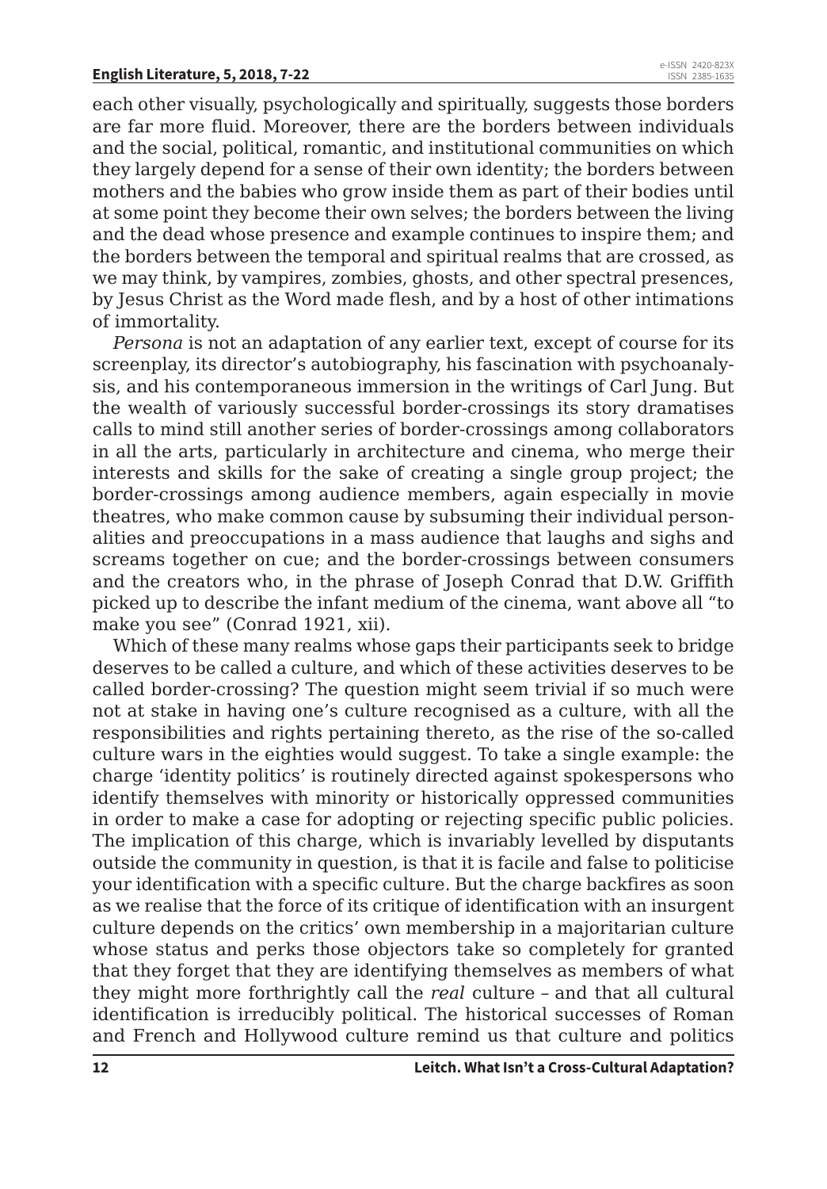each other visually, psychologically and spiritually, suggests those borders are far more fluid. Moreover, there are the borders between individuals and the social, political, romantic, and institutional communities on which they largely depend for a sense of their own identity; the borders between mothers and the babies who grow inside them as part of their bodies until at some point they become their own selves; the borders between the living and the dead whose presence and example continues to inspire them; and the borders between the temporal and spiritual realms that are crossed, as we may think, by vampires, zombies, ghosts, and other spectral presences, by Jesus Christ as the Word made flesh, and by a host of other intimations of immortality.

*Persona* is not an adaptation of any earlier text, except of course for its screenplay, its director's autobiography, his fascination with psychoanalysis, and his contemporaneous immersion in the writings of Carl Jung. But the wealth of variously successful border-crossings its story dramatises calls to mind still another series of border-crossings among collaborators in all the arts, particularly in architecture and cinema, who merge their interests and skills for the sake of creating a single group project; the border-crossings among audience members, again especially in movie theatres, who make common cause by subsuming their individual personalities and preoccupations in a mass audience that laughs and sighs and screams together on cue; and the border-crossings between consumers and the creators who, in the phrase of Joseph Conrad that D.W. Griffith picked up to describe the infant medium of the cinema, want above all "to make you see" (Conrad 1921, xii).

Which of these many realms whose gaps their participants seek to bridge deserves to be called a culture, and which of these activities deserves to be called border-crossing? The question might seem trivial if so much were not at stake in having one's culture recognised as a culture, with all the responsibilities and rights pertaining thereto, as the rise of the so-called culture wars in the eighties would suggest. To take a single example: the charge 'identity politics' is routinely directed against spokespersons who identify themselves with minority or historically oppressed communities in order to make a case for adopting or rejecting specific public policies. The implication of this charge, which is invariably levelled by disputants outside the community in question, is that it is facile and false to politicise your identification with a specific culture. But the charge backfires as soon as we realise that the force of its critique of identification with an insurgent culture depends on the critics' own membership in a majoritarian culture whose status and perks those objectors take so completely for granted that they forget that they are identifying themselves as members of what they might more forthrightly call the *real* culture – and that all cultural identification is irreducibly political. The historical successes of Roman and French and Hollywood culture remind us that culture and politics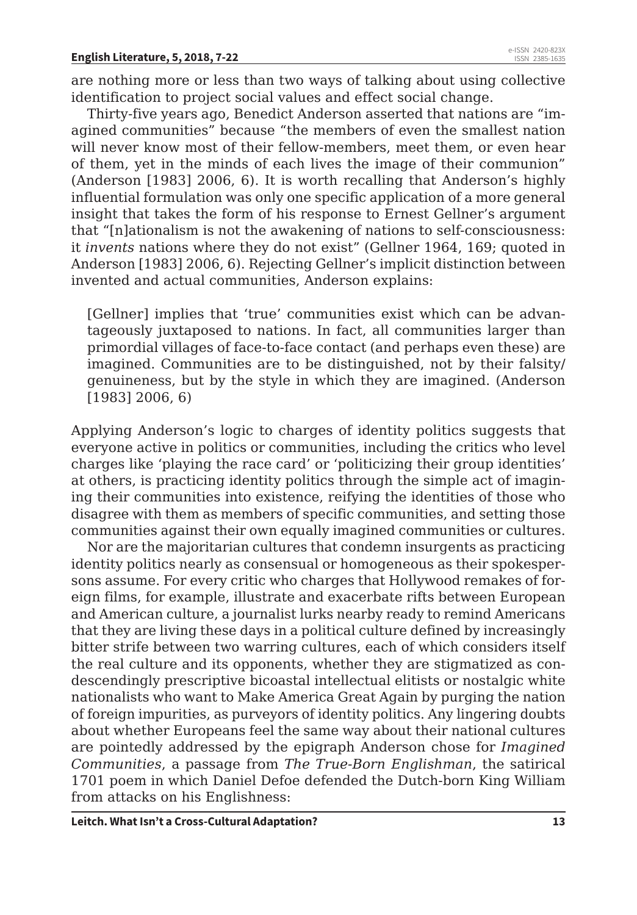are nothing more or less than two ways of talking about using collective identification to project social values and effect social change.

Thirty-five years ago, Benedict Anderson asserted that nations are "imagined communities" because "the members of even the smallest nation will never know most of their fellow-members, meet them, or even hear of them, yet in the minds of each lives the image of their communion" (Anderson [1983] 2006, 6). It is worth recalling that Anderson's highly influential formulation was only one specific application of a more general insight that takes the form of his response to Ernest Gellner's argument that "[n]ationalism is not the awakening of nations to self-consciousness: it *invents* nations where they do not exist" (Gellner 1964, 169; quoted in Anderson [1983] 2006, 6). Rejecting Gellner's implicit distinction between invented and actual communities, Anderson explains:

> [Gellner] implies that 'true' communities exist which can be advantageously juxtaposed to nations. In fact, all communities larger than primordial villages of face-to-face contact (and perhaps even these) are imagined. Communities are to be distinguished, not by their falsity/genuineness, but by the style in which they are imagined. (Anderson [1983] 2006, 6)

Applying Anderson's logic to charges of identity politics suggests that everyone active in politics or communities, including the critics who level charges like 'playing the race card' or 'politicizing their group identities' at others, is practicing identity politics through the simple act of imagining their communities into existence, reifying the identities of those who disagree with them as members of specific communities, and setting those communities against their own equally imagined communities or cultures.

Nor are the majoritarian cultures that condemn insurgents as practicing identity politics nearly as consensual or homogeneous as their spokespersons assume. For every critic who charges that Hollywood remakes of foreign films, for example, illustrate and exacerbate rifts between European and American culture, a journalist lurks nearby ready to remind Americans that they are living these days in a political culture defined by increasingly bitter strife between two warring cultures, each of which considers itself the real culture and its opponents, whether they are stigmatized as condescendingly prescriptive bicoastal intellectual elitists or nostalgic white nationalists who want to Make America Great Again by purging the nation of foreign impurities, as purveyors of identity politics. Any lingering doubts about whether Europeans feel the same way about their national cultures are pointedly addressed by the epigraph Anderson chose for *Imagined Communities*, a passage from *The True-Born Englishman*, the satirical 1701 poem in which Daniel Defoe defended the Dutch-born King William from attacks on his Englishness: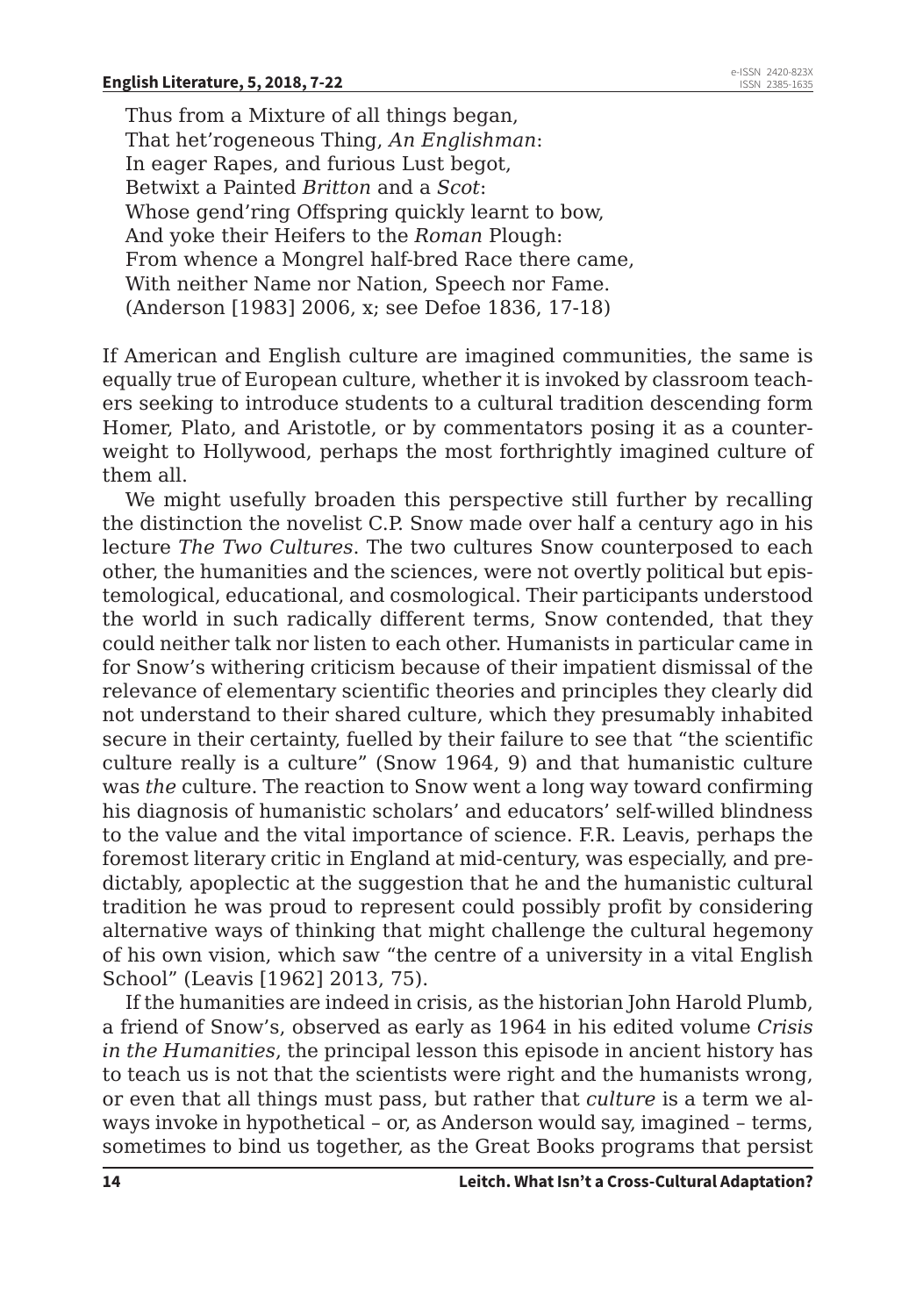Thus from a Mixture of all things began,  
That het'rogeneous Thing, *An Englishman*:  
In eager Rapes, and furious Lust begot,  
Betwixt a Painted *Britton* and a *Scot*:  
Whose gend'ring Offspring quickly learnt to bow,  
And yoke their Heifers to the *Roman* Plough:  
From whence a Mongrel half-bred Race there came,  
With neither Name nor Nation, Speech nor Fame.  
(Anderson [1983] 2006, x; see Defoe 1836, 17-18)

If American and English culture are imagined communities, the same is equally true of European culture, whether it is invoked by classroom teachers seeking to introduce students to a cultural tradition descending form Homer, Plato, and Aristotle, or by commentators posing it as a counterweight to Hollywood, perhaps the most forthrightly imagined culture of them all.

We might usefully broaden this perspective still further by recalling the distinction the novelist C.P. Snow made over half a century ago in his lecture *The Two Cultures*. The two cultures Snow counterposed to each other, the humanities and the sciences, were not overtly political but epistemological, educational, and cosmological. Their participants understood the world in such radically different terms, Snow contended, that they could neither talk nor listen to each other. Humanists in particular came in for Snow's withering criticism because of their impatient dismissal of the relevance of elementary scientific theories and principles they clearly did not understand to their shared culture, which they presumably inhabited secure in their certainty, fuelled by their failure to see that "the scientific culture really is a culture" (Snow 1964, 9) and that humanistic culture was *the* culture. The reaction to Snow went a long way toward confirming his diagnosis of humanistic scholars' and educators' self-willed blindness to the value and the vital importance of science. F.R. Leavis, perhaps the foremost literary critic in England at mid-century, was especially, and predictably, apoplectic at the suggestion that he and the humanistic cultural tradition he was proud to represent could possibly profit by considering alternative ways of thinking that might challenge the cultural hegemony of his own vision, which saw "the centre of a university in a vital English School" (Leavis [1962] 2013, 75).

If the humanities are indeed in crisis, as the historian John Harold Plumb, a friend of Snow's, observed as early as 1964 in his edited volume *Crisis in the Humanities*, the principal lesson this episode in ancient history has to teach us is not that the scientists were right and the humanists wrong, or even that all things must pass, but rather that *culture* is a term we always invoke in hypothetical – or, as Anderson would say, imagined – terms, sometimes to bind us together, as the Great Books programs that persist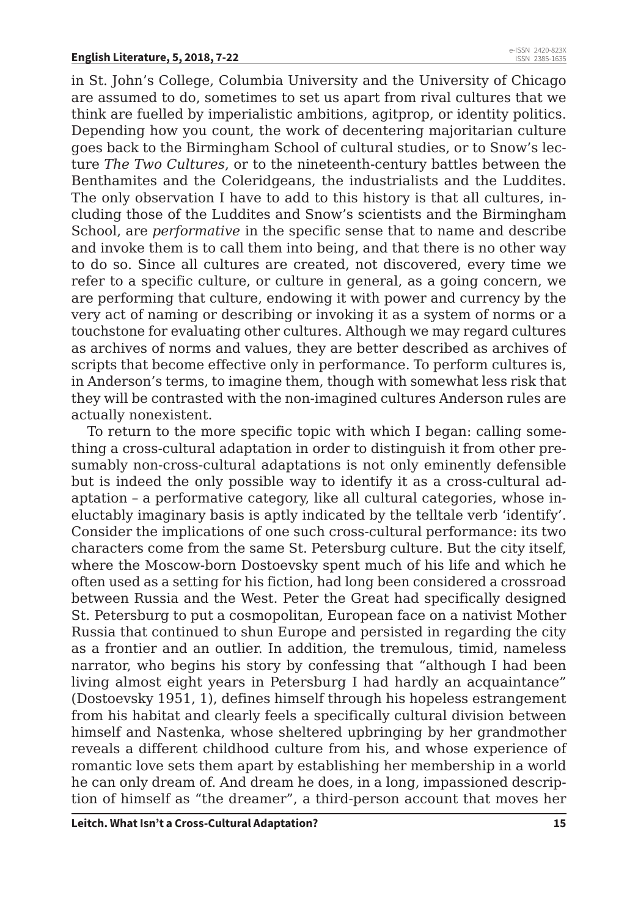in St. John's College, Columbia University and the University of Chicago are assumed to do, sometimes to set us apart from rival cultures that we think are fuelled by imperialistic ambitions, agitprop, or identity politics. Depending how you count, the work of decentering majoritarian culture goes back to the Birmingham School of cultural studies, or to Snow's lecture *The Two Cultures*, or to the nineteenth-century battles between the Benthamites and the Coleridgeans, the industrialists and the Luddites. The only observation I have to add to this history is that all cultures, including those of the Luddites and Snow's scientists and the Birmingham School, are *performative* in the specific sense that to name and describe and invoke them is to call them into being, and that there is no other way to do so. Since all cultures are created, not discovered, every time we refer to a specific culture, or culture in general, as a going concern, we are performing that culture, endowing it with power and currency by the very act of naming or describing or invoking it as a system of norms or a touchstone for evaluating other cultures. Although we may regard cultures as archives of norms and values, they are better described as archives of scripts that become effective only in performance. To perform cultures is, in Anderson's terms, to imagine them, though with somewhat less risk that they will be contrasted with the non-imagined cultures Anderson rules are actually nonexistent.

To return to the more specific topic with which I began: calling something a cross-cultural adaptation in order to distinguish it from other presumably non-cross-cultural adaptations is not only eminently defensible but is indeed the only possible way to identify it as a cross-cultural adaptation – a performative category, like all cultural categories, whose ineluctably imaginary basis is aptly indicated by the telltale verb 'identify'. Consider the implications of one such cross-cultural performance: its two characters come from the same St. Petersburg culture. But the city itself, where the Moscow-born Dostoevsky spent much of his life and which he often used as a setting for his fiction, had long been considered a crossroad between Russia and the West. Peter the Great had specifically designed St. Petersburg to put a cosmopolitan, European face on a nativist Mother Russia that continued to shun Europe and persisted in regarding the city as a frontier and an outlier. In addition, the tremulous, timid, nameless narrator, who begins his story by confessing that "although I had been living almost eight years in Petersburg I had hardly an acquaintance" (Dostoevsky 1951, 1), defines himself through his hopeless estrangement from his habitat and clearly feels a specifically cultural division between himself and Nastenka, whose sheltered upbringing by her grandmother reveals a different childhood culture from his, and whose experience of romantic love sets them apart by establishing her membership in a world he can only dream of. And dream he does, in a long, impassioned description of himself as "the dreamer", a third-person account that moves her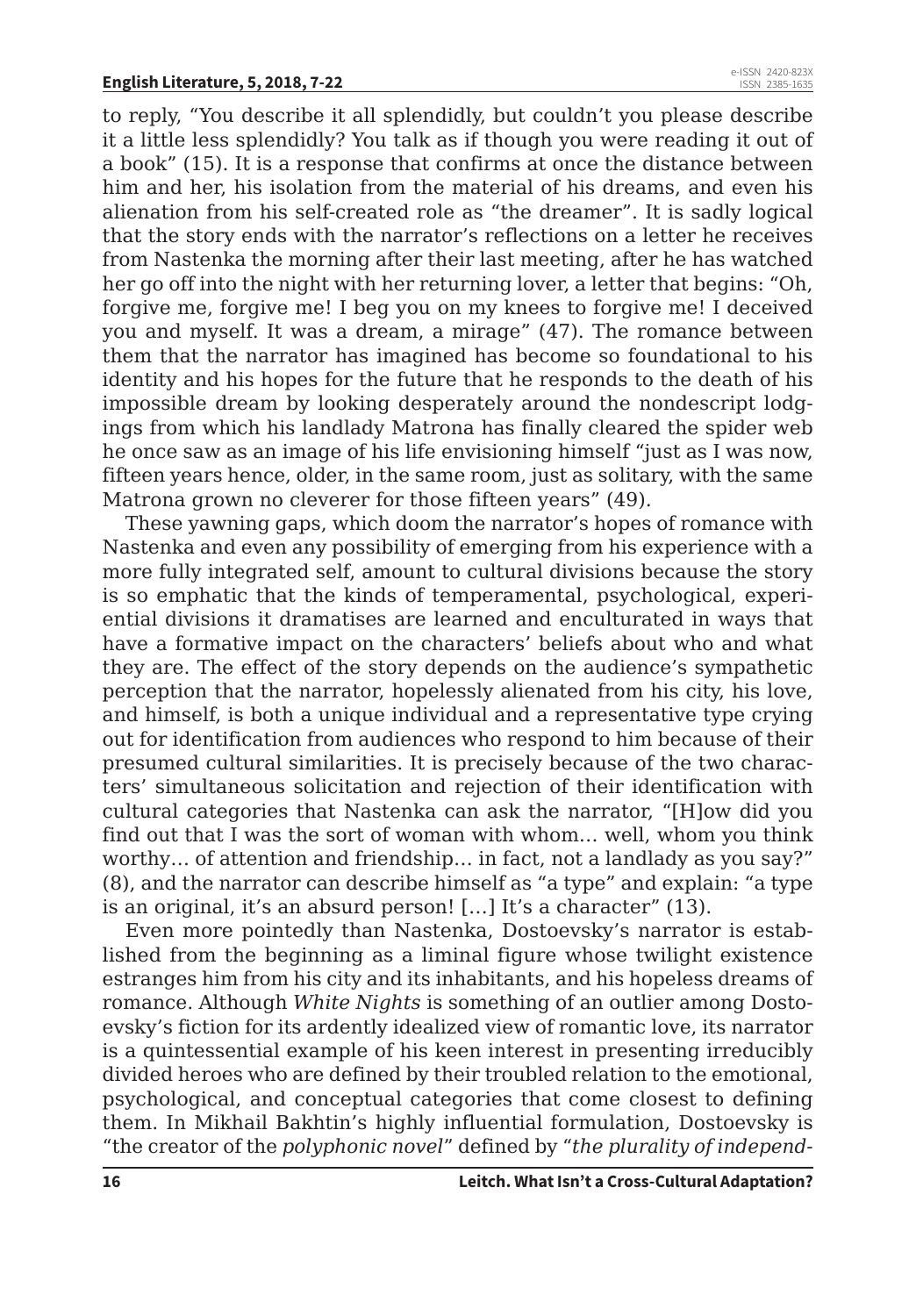to reply, "You describe it all splendidly, but couldn't you please describe it a little less splendidly? You talk as if though you were reading it out of a book" (15). It is a response that confirms at once the distance between him and her, his isolation from the material of his dreams, and even his alienation from his self-created role as "the dreamer". It is sadly logical that the story ends with the narrator's reflections on a letter he receives from Nastenka the morning after their last meeting, after he has watched her go off into the night with her returning lover, a letter that begins: "Oh, forgive me, forgive me! I beg you on my knees to forgive me! I deceived you and myself. It was a dream, a mirage" (47). The romance between them that the narrator has imagined has become so foundational to his identity and his hopes for the future that he responds to the death of his impossible dream by looking desperately around the nondescript lodgings from which his landlady Matrona has finally cleared the spider web he once saw as an image of his life envisioning himself "just as I was now, fifteen years hence, older, in the same room, just as solitary, with the same Matrona grown no cleverer for those fifteen years" (49).

These yawning gaps, which doom the narrator's hopes of romance with Nastenka and even any possibility of emerging from his experience with a more fully integrated self, amount to cultural divisions because the story is so emphatic that the kinds of temperamental, psychological, experiential divisions it dramatises are learned and enculturated in ways that have a formative impact on the characters' beliefs about who and what they are. The effect of the story depends on the audience's sympathetic perception that the narrator, hopelessly alienated from his city, his love, and himself, is both a unique individual and a representative type crying out for identification from audiences who respond to him because of their presumed cultural similarities. It is precisely because of the two characters' simultaneous solicitation and rejection of their identification with cultural categories that Nastenka can ask the narrator, "[H]ow did you find out that I was the sort of woman with whom… well, whom you think worthy… of attention and friendship… in fact, not a landlady as you say?" (8), and the narrator can describe himself as "a type" and explain: "a type is an original, it's an absurd person! […] It's a character" (13).

Even more pointedly than Nastenka, Dostoevsky's narrator is established from the beginning as a liminal figure whose twilight existence estranges him from his city and its inhabitants, and his hopeless dreams of romance. Although *White Nights* is something of an outlier among Dostoevsky's fiction for its ardently idealized view of romantic love, its narrator is a quintessential example of his keen interest in presenting irreducibly divided heroes who are defined by their troubled relation to the emotional, psychological, and conceptual categories that come closest to defining them. In Mikhail Bakhtin's highly influential formulation, Dostoevsky is "the creator of the *polyphonic novel*" defined by "*the plurality of independ-*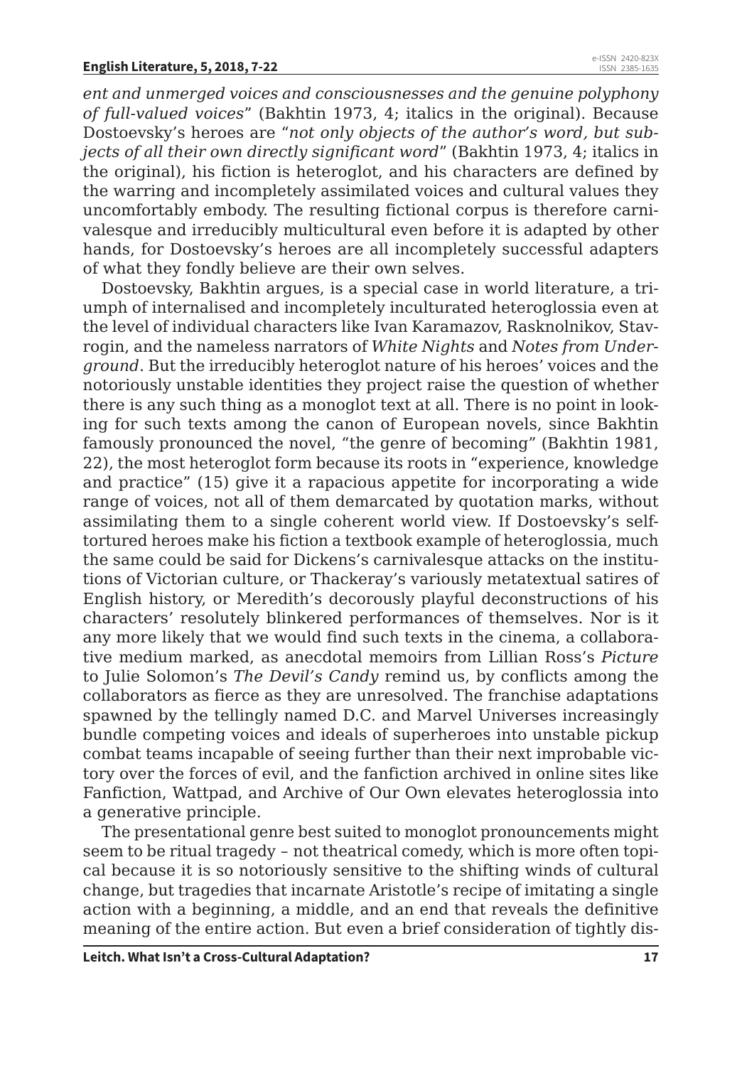*ent and unmerged voices and consciousnesses and the genuine polyphony of full-valued voices*" (Bakhtin 1973, 4; italics in the original). Because Dostoevsky's heroes are "*not only objects of the author's word, but subjects of all their own directly significant word*" (Bakhtin 1973, 4; italics in the original), his fiction is heteroglot, and his characters are defined by the warring and incompletely assimilated voices and cultural values they uncomfortably embody. The resulting fictional corpus is therefore carnivalesque and irreducibly multicultural even before it is adapted by other hands, for Dostoevsky's heroes are all incompletely successful adapters of what they fondly believe are their own selves.

Dostoevsky, Bakhtin argues, is a special case in world literature, a triumph of internalised and incompletely inculturated heteroglossia even at the level of individual characters like Ivan Karamazov, Rasknolnikov, Stavrogin, and the nameless narrators of *White Nights* and *Notes from Underground*. But the irreducibly heteroglot nature of his heroes' voices and the notoriously unstable identities they project raise the question of whether there is any such thing as a monoglot text at all. There is no point in looking for such texts among the canon of European novels, since Bakhtin famously pronounced the novel, "the genre of becoming" (Bakhtin 1981, 22), the most heteroglot form because its roots in "experience, knowledge and practice" (15) give it a rapacious appetite for incorporating a wide range of voices, not all of them demarcated by quotation marks, without assimilating them to a single coherent world view. If Dostoevsky's self-tortured heroes make his fiction a textbook example of heteroglossia, much the same could be said for Dickens's carnivalesque attacks on the institutions of Victorian culture, or Thackeray's variously metatextual satires of English history, or Meredith's decorously playful deconstructions of his characters' resolutely blinkered performances of themselves. Nor is it any more likely that we would find such texts in the cinema, a collaborative medium marked, as anecdotal memoirs from Lillian Ross's *Picture* to Julie Solomon's *The Devil's Candy* remind us, by conflicts among the collaborators as fierce as they are unresolved. The franchise adaptations spawned by the tellingly named D.C. and Marvel Universes increasingly bundle competing voices and ideals of superheroes into unstable pickup combat teams incapable of seeing further than their next improbable victory over the forces of evil, and the fanfiction archived in online sites like Fanfiction, Wattpad, and Archive of Our Own elevates heteroglossia into a generative principle.

The presentational genre best suited to monoglot pronouncements might seem to be ritual tragedy – not theatrical comedy, which is more often topical because it is so notoriously sensitive to the shifting winds of cultural change, but tragedies that incarnate Aristotle's recipe of imitating a single action with a beginning, a middle, and an end that reveals the definitive meaning of the entire action. But even a brief consideration of tightly dis-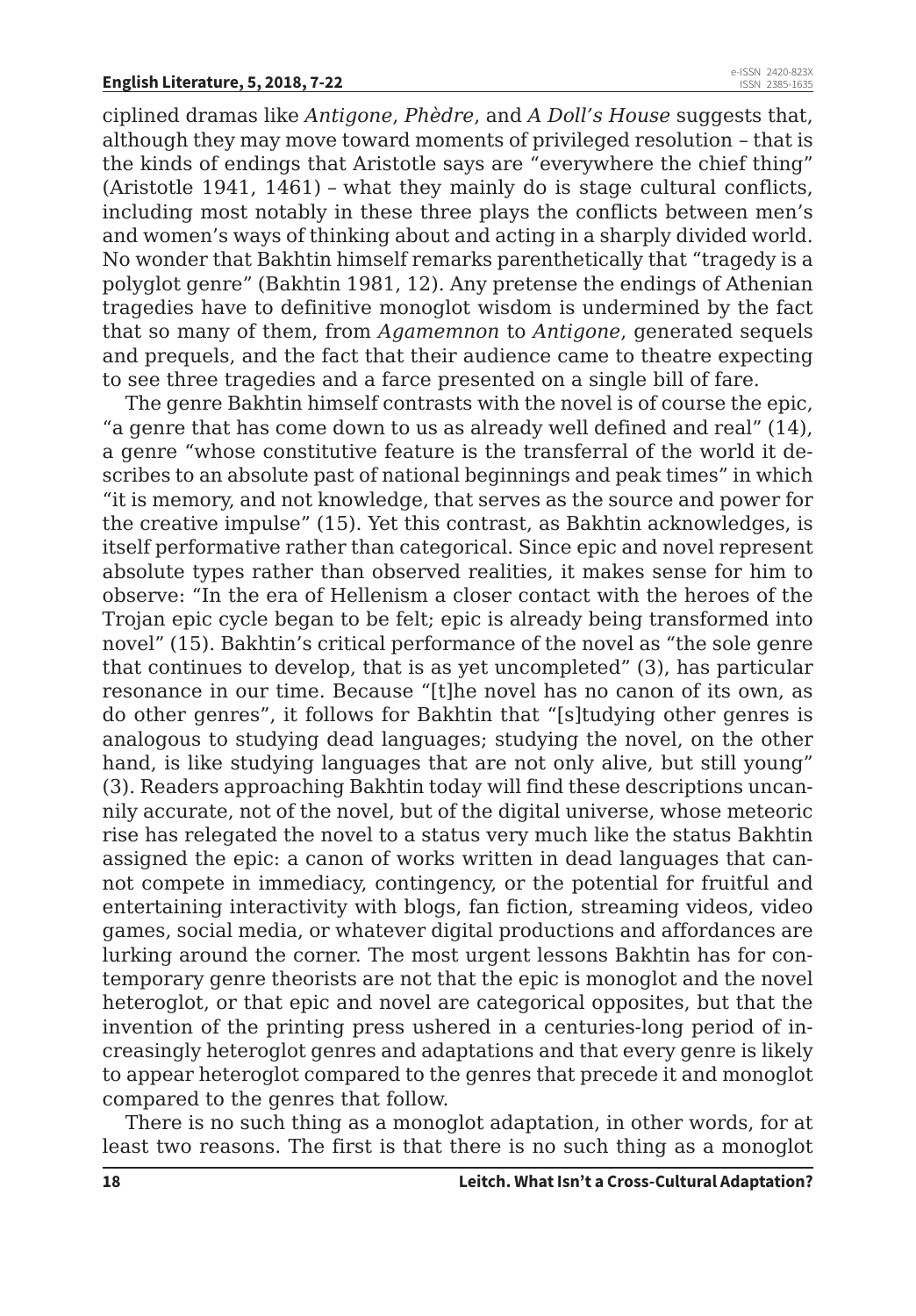ciplined dramas like *Antigone*, *Phèdre*, and *A Doll's House* suggests that, although they may move toward moments of privileged resolution – that is the kinds of endings that Aristotle says are "everywhere the chief thing" (Aristotle 1941, 1461) – what they mainly do is stage cultural conflicts, including most notably in these three plays the conflicts between men's and women's ways of thinking about and acting in a sharply divided world. No wonder that Bakhtin himself remarks parenthetically that "tragedy is a polyglot genre" (Bakhtin 1981, 12). Any pretense the endings of Athenian tragedies have to definitive monoglot wisdom is undermined by the fact that so many of them, from *Agamemnon* to *Antigone*, generated sequels and prequels, and the fact that their audience came to theatre expecting to see three tragedies and a farce presented on a single bill of fare.

The genre Bakhtin himself contrasts with the novel is of course the epic, "a genre that has come down to us as already well defined and real" (14), a genre "whose constitutive feature is the transferral of the world it describes to an absolute past of national beginnings and peak times" in which "it is memory, and not knowledge, that serves as the source and power for the creative impulse" (15). Yet this contrast, as Bakhtin acknowledges, is itself performative rather than categorical. Since epic and novel represent absolute types rather than observed realities, it makes sense for him to observe: "In the era of Hellenism a closer contact with the heroes of the Trojan epic cycle began to be felt; epic is already being transformed into novel" (15). Bakhtin's critical performance of the novel as "the sole genre that continues to develop, that is as yet uncompleted" (3), has particular resonance in our time. Because "[t]he novel has no canon of its own, as do other genres", it follows for Bakhtin that "[s]tudying other genres is analogous to studying dead languages; studying the novel, on the other hand, is like studying languages that are not only alive, but still young" (3). Readers approaching Bakhtin today will find these descriptions uncannily accurate, not of the novel, but of the digital universe, whose meteoric rise has relegated the novel to a status very much like the status Bakhtin assigned the epic: a canon of works written in dead languages that cannot compete in immediacy, contingency, or the potential for fruitful and entertaining interactivity with blogs, fan fiction, streaming videos, video games, social media, or whatever digital productions and affordances are lurking around the corner. The most urgent lessons Bakhtin has for contemporary genre theorists are not that the epic is monoglot and the novel heteroglot, or that epic and novel are categorical opposites, but that the invention of the printing press ushered in a centuries-long period of increasingly heteroglot genres and adaptations and that every genre is likely to appear heteroglot compared to the genres that precede it and monoglot compared to the genres that follow.

There is no such thing as a monoglot adaptation, in other words, for at least two reasons. The first is that there is no such thing as a monoglot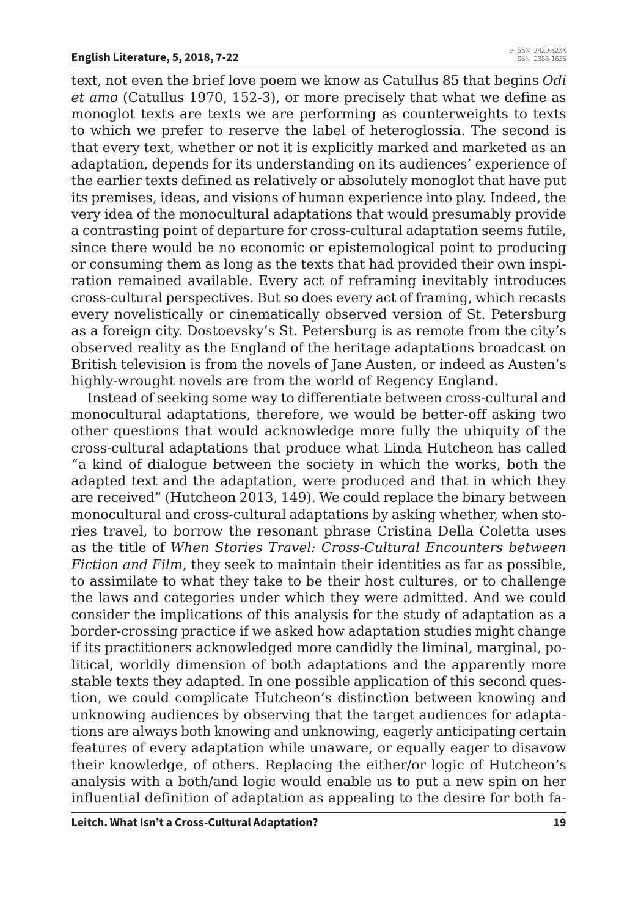text, not even the brief love poem we know as Catullus 85 that begins *Odi et amo* (Catullus 1970, 152-3), or more precisely that what we define as monoglot texts are texts we are performing as counterweights to texts to which we prefer to reserve the label of heteroglossia. The second is that every text, whether or not it is explicitly marked and marketed as an adaptation, depends for its understanding on its audiences' experience of the earlier texts defined as relatively or absolutely monoglot that have put its premises, ideas, and visions of human experience into play. Indeed, the very idea of the monocultural adaptations that would presumably provide a contrasting point of departure for cross-cultural adaptation seems futile, since there would be no economic or epistemological point to producing or consuming them as long as the texts that had provided their own inspiration remained available. Every act of reframing inevitably introduces cross-cultural perspectives. But so does every act of framing, which recasts every novelistically or cinematically observed version of St. Petersburg as a foreign city. Dostoevsky's St. Petersburg is as remote from the city's observed reality as the England of the heritage adaptations broadcast on British television is from the novels of Jane Austen, or indeed as Austen's highly-wrought novels are from the world of Regency England.

Instead of seeking some way to differentiate between cross-cultural and monocultural adaptations, therefore, we would be better-off asking two other questions that would acknowledge more fully the ubiquity of the cross-cultural adaptations that produce what Linda Hutcheon has called "a kind of dialogue between the society in which the works, both the adapted text and the adaptation, were produced and that in which they are received" (Hutcheon 2013, 149). We could replace the binary between monocultural and cross-cultural adaptations by asking whether, when stories travel, to borrow the resonant phrase Cristina Della Coletta uses as the title of *When Stories Travel: Cross-Cultural Encounters between Fiction and Film*, they seek to maintain their identities as far as possible, to assimilate to what they take to be their host cultures, or to challenge the laws and categories under which they were admitted. And we could consider the implications of this analysis for the study of adaptation as a border-crossing practice if we asked how adaptation studies might change if its practitioners acknowledged more candidly the liminal, marginal, political, worldly dimension of both adaptations and the apparently more stable texts they adapted. In one possible application of this second question, we could complicate Hutcheon's distinction between knowing and unknowing audiences by observing that the target audiences for adaptations are always both knowing and unknowing, eagerly anticipating certain features of every adaptation while unaware, or equally eager to disavow their knowledge, of others. Replacing the either/or logic of Hutcheon's analysis with a both/and logic would enable us to put a new spin on her influential definition of adaptation as appealing to the desire for both fa-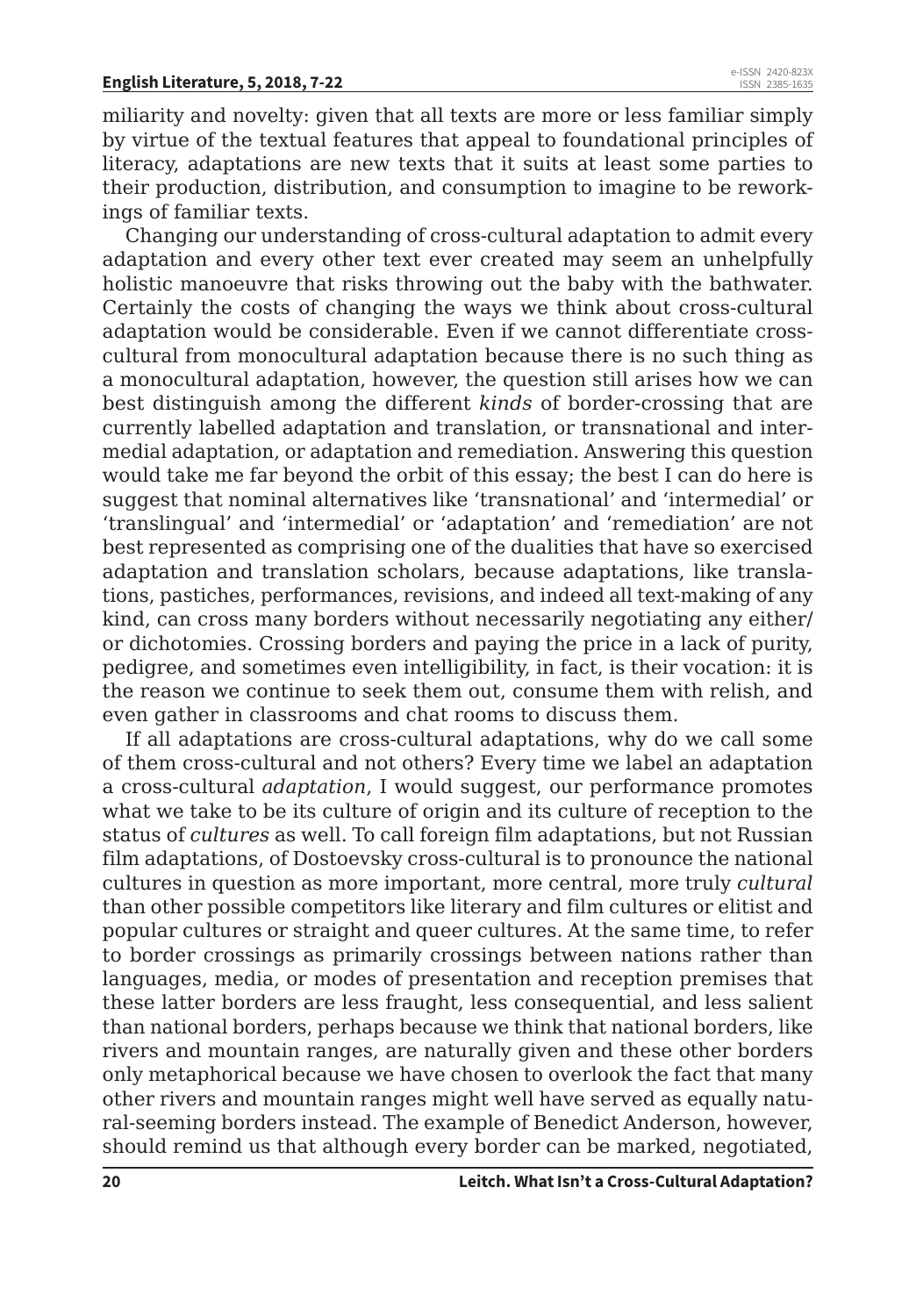miliarity and novelty: given that all texts are more or less familiar simply by virtue of the textual features that appeal to foundational principles of literacy, adaptations are new texts that it suits at least some parties to their production, distribution, and consumption to imagine to be reworkings of familiar texts.

Changing our understanding of cross-cultural adaptation to admit every adaptation and every other text ever created may seem an unhelpfully holistic manoeuvre that risks throwing out the baby with the bathwater. Certainly the costs of changing the ways we think about cross-cultural adaptation would be considerable. Even if we cannot differentiate cross-cultural from monocultural adaptation because there is no such thing as a monocultural adaptation, however, the question still arises how we can best distinguish among the different *kinds* of border-crossing that are currently labelled adaptation and translation, or transnational and intermedial adaptation, or adaptation and remediation. Answering this question would take me far beyond the orbit of this essay; the best I can do here is suggest that nominal alternatives like 'transnational' and 'intermedial' or 'translingual' and 'intermedial' or 'adaptation' and 'remediation' are not best represented as comprising one of the dualities that have so exercised adaptation and translation scholars, because adaptations, like translations, pastiches, performances, revisions, and indeed all text-making of any kind, can cross many borders without necessarily negotiating any either/or dichotomies. Crossing borders and paying the price in a lack of purity, pedigree, and sometimes even intelligibility, in fact, is their vocation: it is the reason we continue to seek them out, consume them with relish, and even gather in classrooms and chat rooms to discuss them.

If all adaptations are cross-cultural adaptations, why do we call some of them cross-cultural and not others? Every time we label an adaptation a cross-cultural *adaptation*, I would suggest, our performance promotes what we take to be its culture of origin and its culture of reception to the status of *cultures* as well. To call foreign film adaptations, but not Russian film adaptations, of Dostoevsky cross-cultural is to pronounce the national cultures in question as more important, more central, more truly *cultural* than other possible competitors like literary and film cultures or elitist and popular cultures or straight and queer cultures. At the same time, to refer to border crossings as primarily crossings between nations rather than languages, media, or modes of presentation and reception premises that these latter borders are less fraught, less consequential, and less salient than national borders, perhaps because we think that national borders, like rivers and mountain ranges, are naturally given and these other borders only metaphorical because we have chosen to overlook the fact that many other rivers and mountain ranges might well have served as equally natural-seeming borders instead. The example of Benedict Anderson, however, should remind us that although every border can be marked, negotiated,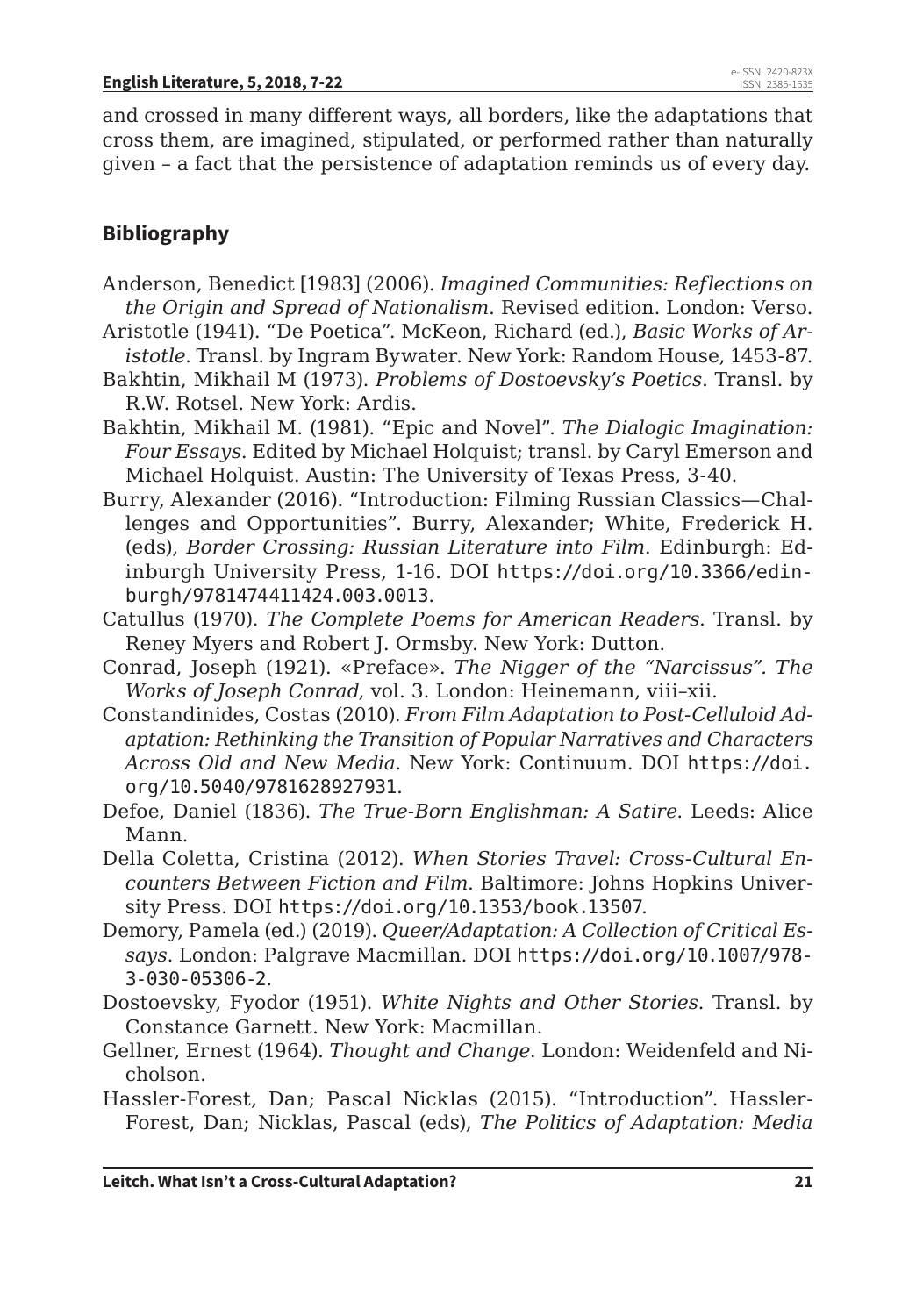and crossed in many different ways, all borders, like the adaptations that cross them, are imagined, stipulated, or performed rather than naturally given – a fact that the persistence of adaptation reminds us of every day.

## Bibliography

Anderson, Benedict [1983] (2006). *Imagined Communities: Reflections on the Origin and Spread of Nationalism*. Revised edition. London: Verso.

Aristotle (1941). "De Poetica". McKeon, Richard (ed.), *Basic Works of Aristotle*. Transl. by Ingram Bywater. New York: Random House, 1453-87.

Bakhtin, Mikhail M (1973). *Problems of Dostoevsky's Poetics*. Transl. by R.W. Rotsel. New York: Ardis.

Bakhtin, Mikhail M. (1981). "Epic and Novel". *The Dialogic Imagination: Four Essays*. Edited by Michael Holquist; transl. by Caryl Emerson and Michael Holquist. Austin: The University of Texas Press, 3-40.

Burry, Alexander (2016). "Introduction: Filming Russian Classics—Challenges and Opportunities". Burry, Alexander; White, Frederick H. (eds), *Border Crossing: Russian Literature into Film*. Edinburgh: Edinburgh University Press, 1-16. DOI https://doi.org/10.3366/edinburgh/9781474411424.003.0013.

Catullus (1970). *The Complete Poems for American Readers*. Transl. by Reney Myers and Robert J. Ormsby. New York: Dutton.

Conrad, Joseph (1921). «Preface». *The Nigger of the "Narcissus". The Works of Joseph Conrad*, vol. 3. London: Heinemann, viii–xii.

Constandinides, Costas (2010). *From Film Adaptation to Post-Celluloid Adaptation: Rethinking the Transition of Popular Narratives and Characters Across Old and New Media*. New York: Continuum. DOI https://doi.org/10.5040/9781628927931.

Defoe, Daniel (1836). *The True-Born Englishman: A Satire*. Leeds: Alice Mann.

Della Coletta, Cristina (2012). *When Stories Travel: Cross-Cultural Encounters Between Fiction and Film*. Baltimore: Johns Hopkins University Press. DOI https://doi.org/10.1353/book.13507.

Demory, Pamela (ed.) (2019). *Queer/Adaptation: A Collection of Critical Essays*. London: Palgrave Macmillan. DOI https://doi.org/10.1007/978-3-030-05306-2.

Dostoevsky, Fyodor (1951). *White Nights and Other Stories*. Transl. by Constance Garnett. New York: Macmillan.

Gellner, Ernest (1964). *Thought and Change*. London: Weidenfeld and Nicholson.

Hassler-Forest, Dan; Pascal Nicklas (2015). "Introduction". Hassler-Forest, Dan; Nicklas, Pascal (eds), *The Politics of Adaptation: Media*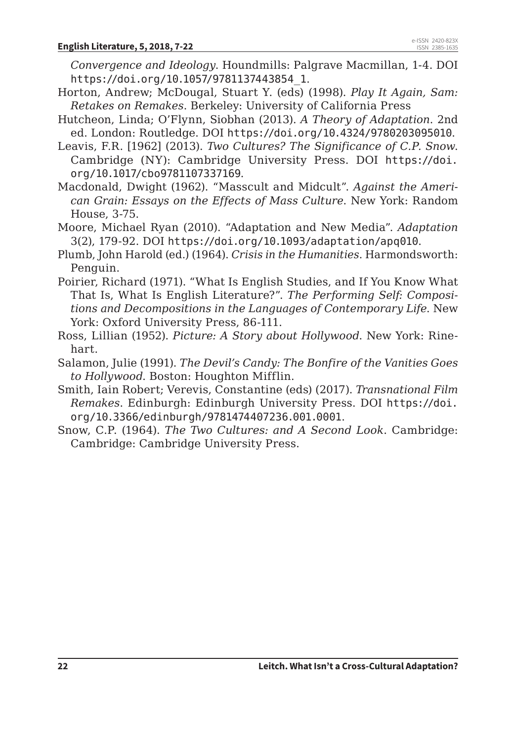*Convergence and Ideology*. Houndmills: Palgrave Macmillan, 1-4. DOI https://doi.org/10.1057/9781137443854_1.

Horton, Andrew; McDougal, Stuart Y. (eds) (1998). *Play It Again, Sam: Retakes on Remakes*. Berkeley: University of California Press

Hutcheon, Linda; O'Flynn, Siobhan (2013). *A Theory of Adaptation*. 2nd ed. London: Routledge. DOI https://doi.org/10.4324/9780203095010.

Leavis, F.R. [1962] (2013). *Two Cultures? The Significance of C.P. Snow*. Cambridge (NY): Cambridge University Press. DOI https://doi.org/10.1017/cbo9781107337169.

Macdonald, Dwight (1962). "Masscult and Midcult". *Against the American Grain: Essays on the Effects of Mass Culture*. New York: Random House, 3-75.

Moore, Michael Ryan (2010). "Adaptation and New Media". *Adaptation* 3(2), 179-92. DOI https://doi.org/10.1093/adaptation/apq010.

Plumb, John Harold (ed.) (1964). *Crisis in the Humanities*. Harmondsworth: Penguin.

Poirier, Richard (1971). "What Is English Studies, and If You Know What That Is, What Is English Literature?". *The Performing Self: Compositions and Decompositions in the Languages of Contemporary Life*. New York: Oxford University Press, 86-111.

Ross, Lillian (1952). *Picture: A Story about Hollywood*. New York: Rinehart.

Salamon, Julie (1991). *The Devil's Candy: The Bonfire of the Vanities Goes to Hollywood*. Boston: Houghton Mifflin.

Smith, Iain Robert; Verevis, Constantine (eds) (2017). *Transnational Film Remakes*. Edinburgh: Edinburgh University Press. DOI https://doi.org/10.3366/edinburgh/9781474407236.001.0001.

Snow, C.P. (1964). *The Two Cultures: and A Second Look*. Cambridge: Cambridge: Cambridge University Press.